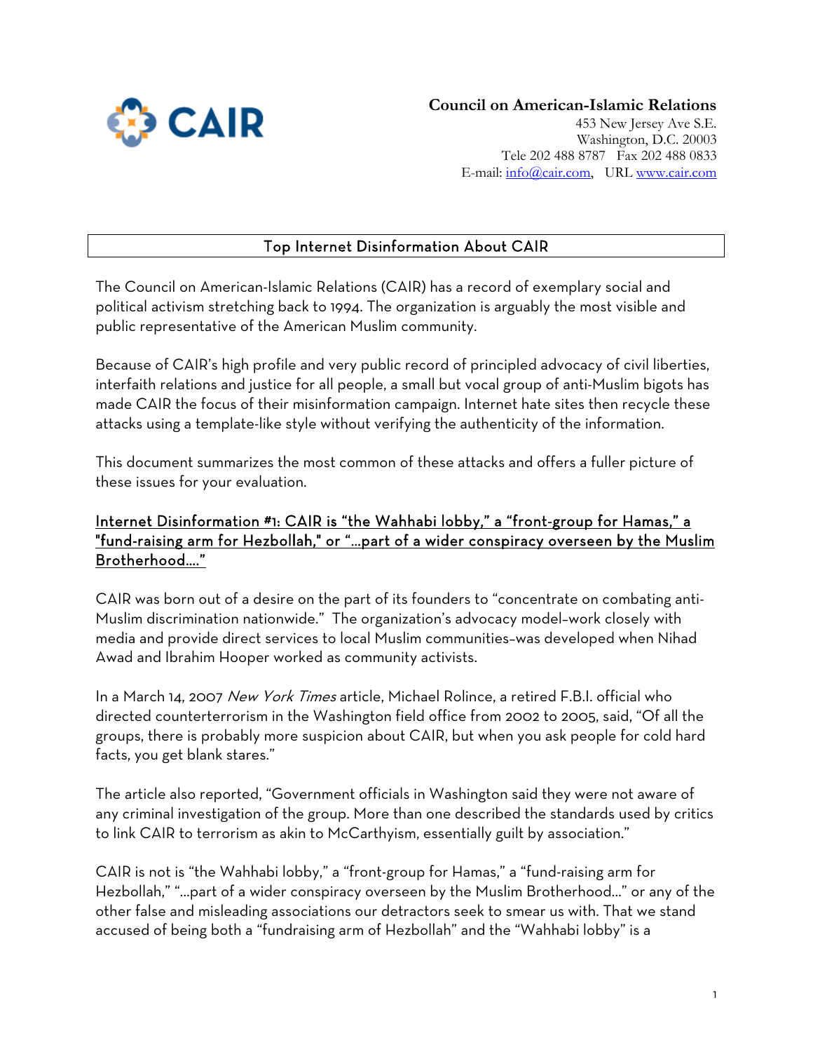**Council on American-Islamic Relations**
453 New Jersey Ave S.E.
Washington, D.C. 20003
Tele 202 488 8787 Fax 202 488 0833
E-mail: info@cair.com, URL www.cair.com

## Top Internet Disinformation About CAIR

The Council on American-Islamic Relations (CAIR) has a record of exemplary social and political activism stretching back to 1994. The organization is arguably the most visible and public representative of the American Muslim community.

Because of CAIR's high profile and very public record of principled advocacy of civil liberties, interfaith relations and justice for all people, a small but vocal group of anti-Muslim bigots has made CAIR the focus of their misinformation campaign. Internet hate sites then recycle these attacks using a template-like style without verifying the authenticity of the information.

This document summarizes the most common of these attacks and offers a fuller picture of these issues for your evaluation.

### Internet Disinformation #1: CAIR is "the Wahhabi lobby," a "front-group for Hamas," a "fund-raising arm for Hezbollah," or "...part of a wider conspiracy overseen by the Muslim Brotherhood...."

CAIR was born out of a desire on the part of its founders to "concentrate on combating anti-Muslim discrimination nationwide." The organization's advocacy model–work closely with media and provide direct services to local Muslim communities–was developed when Nihad Awad and Ibrahim Hooper worked as community activists.

In a March 14, 2007 *New York Times* article, Michael Rolince, a retired F.B.I. official who directed counterterrorism in the Washington field office from 2002 to 2005, said, "Of all the groups, there is probably more suspicion about CAIR, but when you ask people for cold hard facts, you get blank stares."

The article also reported, "Government officials in Washington said they were not aware of any criminal investigation of the group. More than one described the standards used by critics to link CAIR to terrorism as akin to McCarthyism, essentially guilt by association."

CAIR is not is "the Wahhabi lobby," a "front-group for Hamas," a "fund-raising arm for Hezbollah," "...part of a wider conspiracy overseen by the Muslim Brotherhood..." or any of the other false and misleading associations our detractors seek to smear us with. That we stand accused of being both a "fundraising arm of Hezbollah" and the "Wahhabi lobby" is a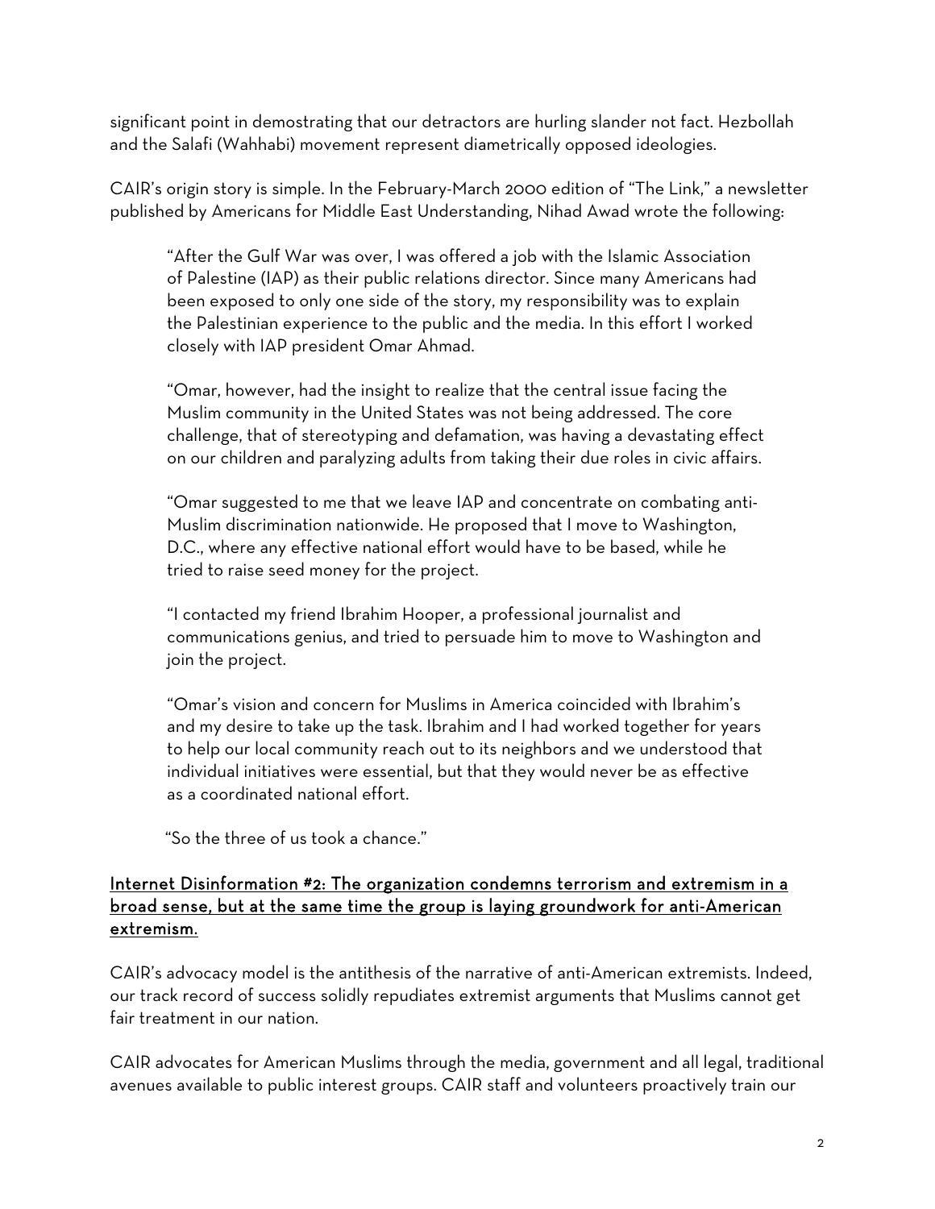significant point in demostrating that our detractors are hurling slander not fact. Hezbollah and the Salafi (Wahhabi) movement represent diametrically opposed ideologies.

CAIR's origin story is simple. In the February-March 2000 edition of "The Link," a newsletter published by Americans for Middle East Understanding, Nihad Awad wrote the following:

> "After the Gulf War was over, I was offered a job with the Islamic Association of Palestine (IAP) as their public relations director. Since many Americans had been exposed to only one side of the story, my responsibility was to explain the Palestinian experience to the public and the media. In this effort I worked closely with IAP president Omar Ahmad.
>
> "Omar, however, had the insight to realize that the central issue facing the Muslim community in the United States was not being addressed. The core challenge, that of stereotyping and defamation, was having a devastating effect on our children and paralyzing adults from taking their due roles in civic affairs.
>
> "Omar suggested to me that we leave IAP and concentrate on combating anti-Muslim discrimination nationwide. He proposed that I move to Washington, D.C., where any effective national effort would have to be based, while he tried to raise seed money for the project.
>
> "I contacted my friend Ibrahim Hooper, a professional journalist and communications genius, and tried to persuade him to move to Washington and join the project.
>
> "Omar's vision and concern for Muslims in America coincided with Ibrahim's and my desire to take up the task. Ibrahim and I had worked together for years to help our local community reach out to its neighbors and we understood that individual initiatives were essential, but that they would never be as effective as a coordinated national effort.
>
> "So the three of us took a chance."

<u>Internet Disinformation #2: The organization condemns terrorism and extremism in a broad sense, but at the same time the group is laying groundwork for anti-American extremism.</u>

CAIR's advocacy model is the antithesis of the narrative of anti-American extremists. Indeed, our track record of success solidly repudiates extremist arguments that Muslims cannot get fair treatment in our nation.

CAIR advocates for American Muslims through the media, government and all legal, traditional avenues available to public interest groups. CAIR staff and volunteers proactively train our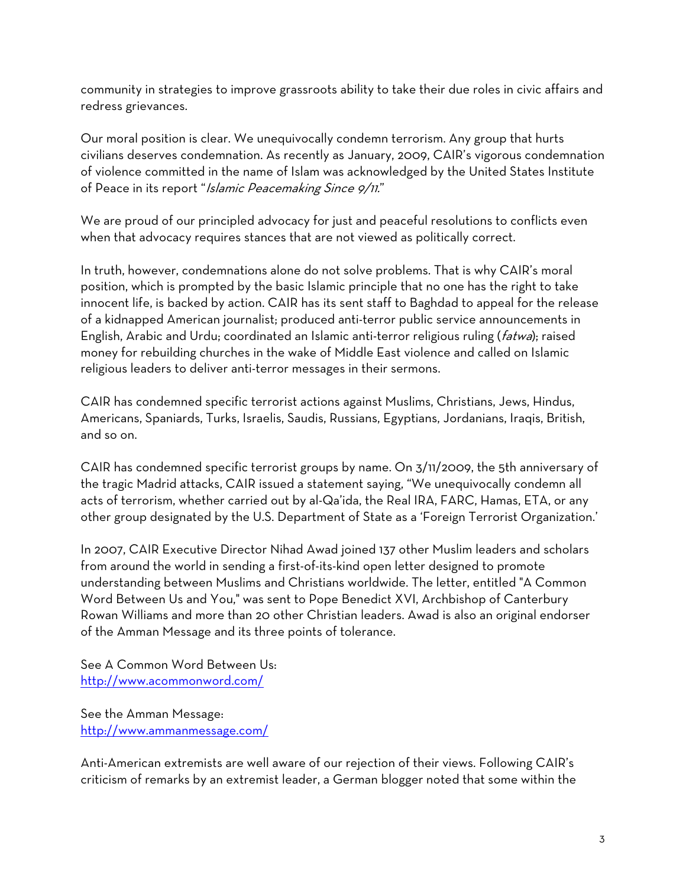community in strategies to improve grassroots ability to take their due roles in civic affairs and redress grievances.

Our moral position is clear. We unequivocally condemn terrorism. Any group that hurts civilians deserves condemnation. As recently as January, 2009, CAIR's vigorous condemnation of violence committed in the name of Islam was acknowledged by the United States Institute of Peace in its report "*Islamic Peacemaking Since 9/11.*"

We are proud of our principled advocacy for just and peaceful resolutions to conflicts even when that advocacy requires stances that are not viewed as politically correct.

In truth, however, condemnations alone do not solve problems. That is why CAIR's moral position, which is prompted by the basic Islamic principle that no one has the right to take innocent life, is backed by action. CAIR has its sent staff to Baghdad to appeal for the release of a kidnapped American journalist; produced anti-terror public service announcements in English, Arabic and Urdu; coordinated an Islamic anti-terror religious ruling (*fatwa*); raised money for rebuilding churches in the wake of Middle East violence and called on Islamic religious leaders to deliver anti-terror messages in their sermons.

CAIR has condemned specific terrorist actions against Muslims, Christians, Jews, Hindus, Americans, Spaniards, Turks, Israelis, Saudis, Russians, Egyptians, Jordanians, Iraqis, British, and so on.

CAIR has condemned specific terrorist groups by name. On 3/11/2009, the 5th anniversary of the tragic Madrid attacks, CAIR issued a statement saying, "We unequivocally condemn all acts of terrorism, whether carried out by al-Qa'ida, the Real IRA, FARC, Hamas, ETA, or any other group designated by the U.S. Department of State as a 'Foreign Terrorist Organization.'

In 2007, CAIR Executive Director Nihad Awad joined 137 other Muslim leaders and scholars from around the world in sending a first-of-its-kind open letter designed to promote understanding between Muslims and Christians worldwide. The letter, entitled "A Common Word Between Us and You," was sent to Pope Benedict XVI, Archbishop of Canterbury Rowan Williams and more than 20 other Christian leaders. Awad is also an original endorser of the Amman Message and its three points of tolerance.

See A Common Word Between Us:
http://www.acommonword.com/

See the Amman Message:
http://www.ammanmessage.com/

Anti-American extremists are well aware of our rejection of their views. Following CAIR's criticism of remarks by an extremist leader, a German blogger noted that some within the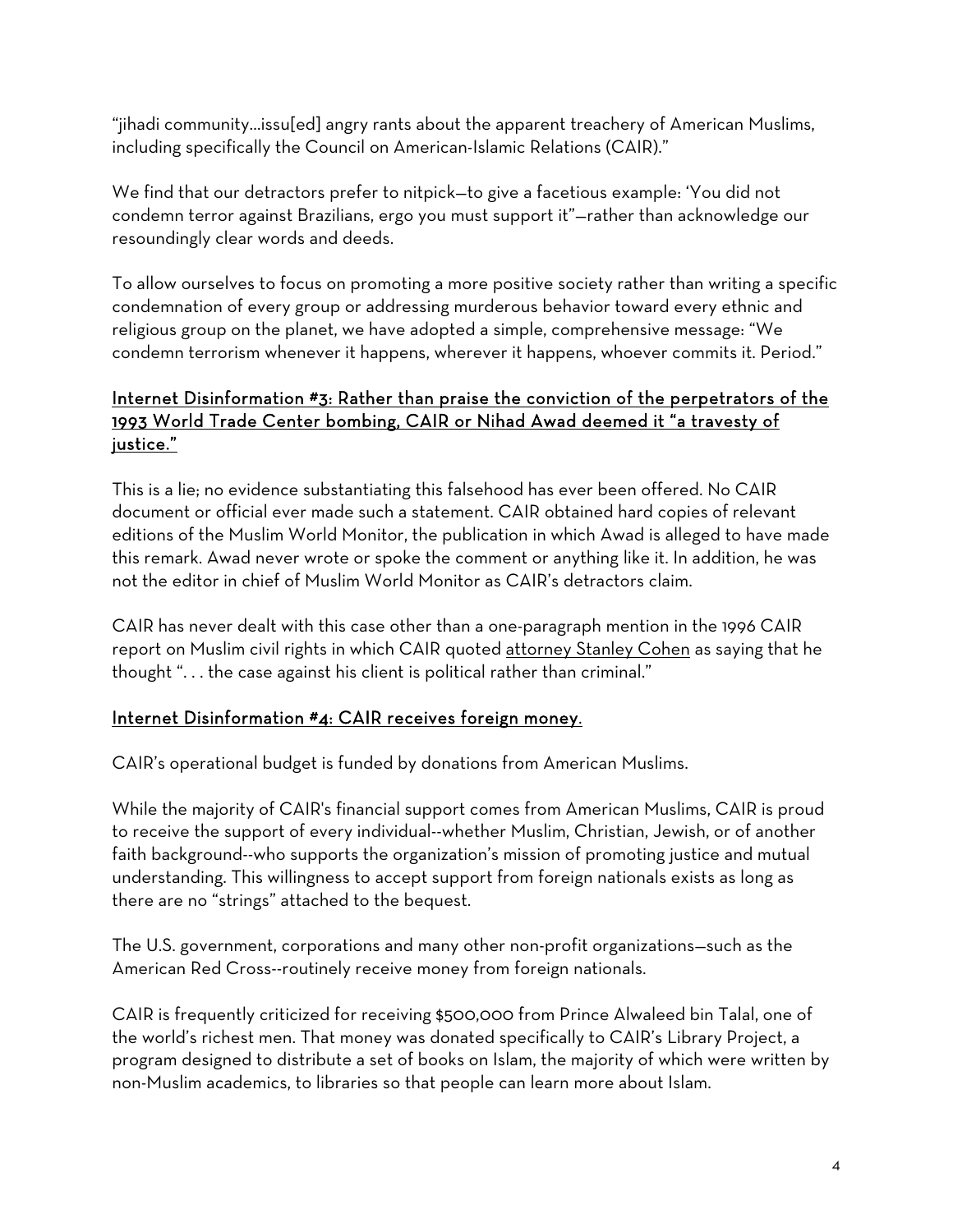"jihadi community…issu[ed] angry rants about the apparent treachery of American Muslims, including specifically the Council on American-Islamic Relations (CAIR)."

We find that our detractors prefer to nitpick—to give a facetious example: 'You did not condemn terror against Brazilians, ergo you must support it"—rather than acknowledge our resoundingly clear words and deeds.

To allow ourselves to focus on promoting a more positive society rather than writing a specific condemnation of every group or addressing murderous behavior toward every ethnic and religious group on the planet, we have adopted a simple, comprehensive message: "We condemn terrorism whenever it happens, wherever it happens, whoever commits it. Period."

### Internet Disinformation #3: Rather than praise the conviction of the perpetrators of the 1993 World Trade Center bombing, CAIR or Nihad Awad deemed it "a travesty of justice."

This is a lie; no evidence substantiating this falsehood has ever been offered. No CAIR document or official ever made such a statement. CAIR obtained hard copies of relevant editions of the Muslim World Monitor, the publication in which Awad is alleged to have made this remark. Awad never wrote or spoke the comment or anything like it. In addition, he was not the editor in chief of Muslim World Monitor as CAIR's detractors claim.

CAIR has never dealt with this case other than a one-paragraph mention in the 1996 CAIR report on Muslim civil rights in which CAIR quoted attorney Stanley Cohen as saying that he thought ". . . the case against his client is political rather than criminal."

### Internet Disinformation #4: CAIR receives foreign money.

CAIR's operational budget is funded by donations from American Muslims.

While the majority of CAIR's financial support comes from American Muslims, CAIR is proud to receive the support of every individual--whether Muslim, Christian, Jewish, or of another faith background--who supports the organization's mission of promoting justice and mutual understanding. This willingness to accept support from foreign nationals exists as long as there are no "strings" attached to the bequest.

The U.S. government, corporations and many other non-profit organizations—such as the American Red Cross--routinely receive money from foreign nationals.

CAIR is frequently criticized for receiving $500,000 from Prince Alwaleed bin Talal, one of the world's richest men. That money was donated specifically to CAIR's Library Project, a program designed to distribute a set of books on Islam, the majority of which were written by non-Muslim academics, to libraries so that people can learn more about Islam.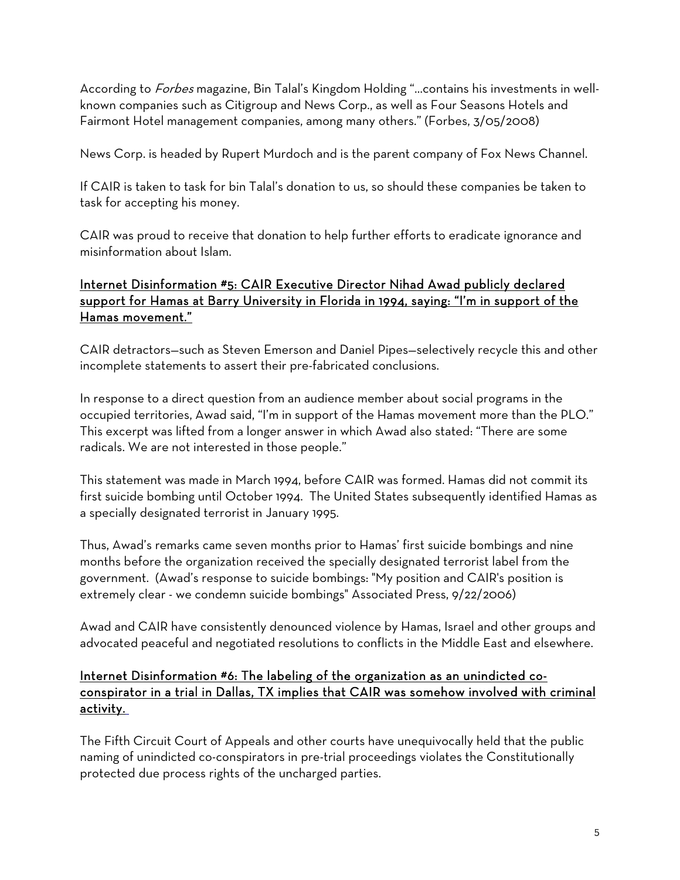According to *Forbes* magazine, Bin Talal's Kingdom Holding "...contains his investments in well-known companies such as Citigroup and News Corp., as well as Four Seasons Hotels and Fairmont Hotel management companies, among many others." (Forbes, 3/05/2008)

News Corp. is headed by Rupert Murdoch and is the parent company of Fox News Channel.

If CAIR is taken to task for bin Talal's donation to us, so should these companies be taken to task for accepting his money.

CAIR was proud to receive that donation to help further efforts to eradicate ignorance and misinformation about Islam.

<u>Internet Disinformation #5: CAIR Executive Director Nihad Awad publicly declared support for Hamas at Barry University in Florida in 1994, saying: "I'm in support of the Hamas movement."</u>

CAIR detractors—such as Steven Emerson and Daniel Pipes—selectively recycle this and other incomplete statements to assert their pre-fabricated conclusions.

In response to a direct question from an audience member about social programs in the occupied territories, Awad said, "I'm in support of the Hamas movement more than the PLO." This excerpt was lifted from a longer answer in which Awad also stated: "There are some radicals. We are not interested in those people."

This statement was made in March 1994, before CAIR was formed. Hamas did not commit its first suicide bombing until October 1994. The United States subsequently identified Hamas as a specially designated terrorist in January 1995.

Thus, Awad's remarks came seven months prior to Hamas' first suicide bombings and nine months before the organization received the specially designated terrorist label from the government. (Awad's response to suicide bombings: "My position and CAIR's position is extremely clear - we condemn suicide bombings" Associated Press, 9/22/2006)

Awad and CAIR have consistently denounced violence by Hamas, Israel and other groups and advocated peaceful and negotiated resolutions to conflicts in the Middle East and elsewhere.

<u>Internet Disinformation #6: The labeling of the organization as an unindicted co-conspirator in a trial in Dallas, TX implies that CAIR was somehow involved with criminal activity.</u>

The Fifth Circuit Court of Appeals and other courts have unequivocally held that the public naming of unindicted co-conspirators in pre-trial proceedings violates the Constitutionally protected due process rights of the uncharged parties.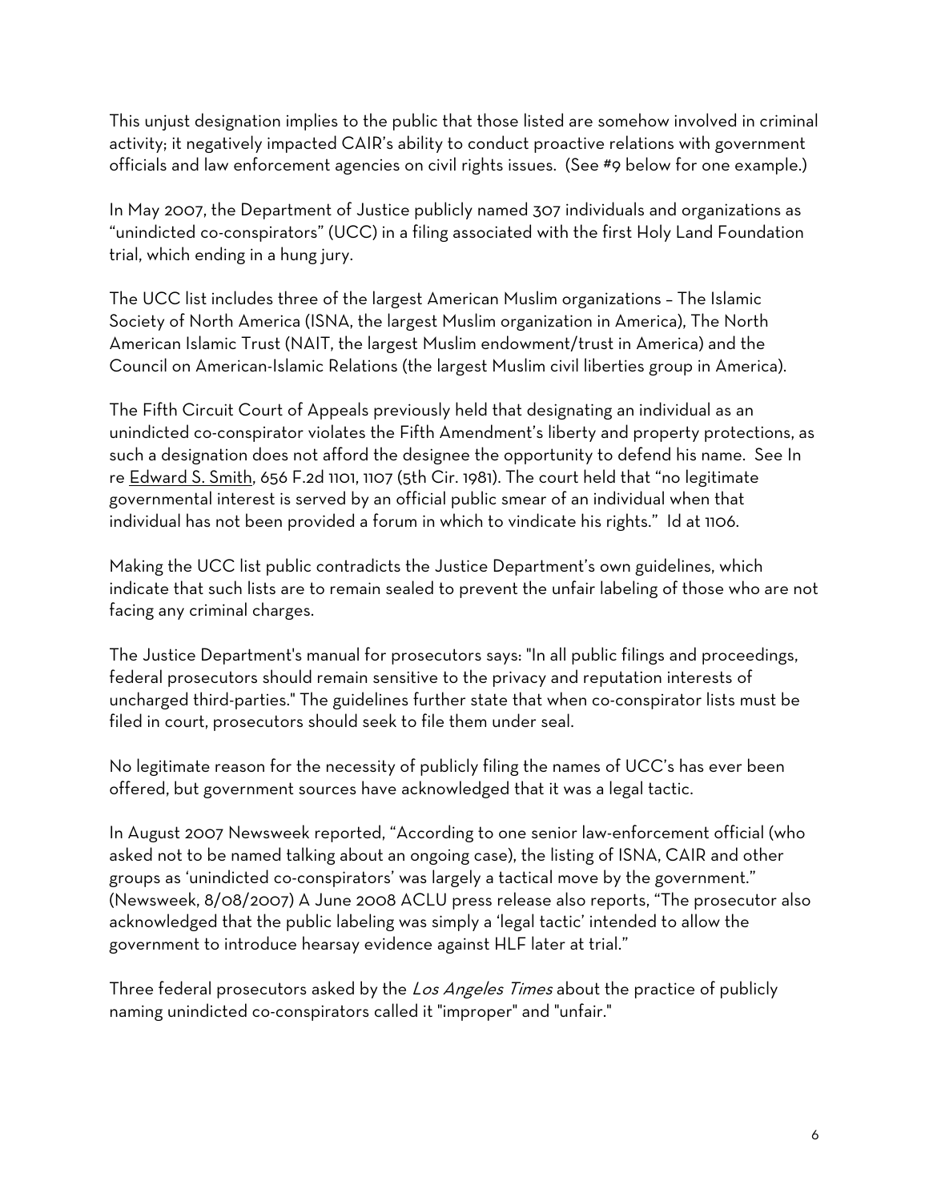This unjust designation implies to the public that those listed are somehow involved in criminal activity; it negatively impacted CAIR's ability to conduct proactive relations with government officials and law enforcement agencies on civil rights issues. (See #9 below for one example.)

In May 2007, the Department of Justice publicly named 307 individuals and organizations as "unindicted co-conspirators" (UCC) in a filing associated with the first Holy Land Foundation trial, which ending in a hung jury.

The UCC list includes three of the largest American Muslim organizations – The Islamic Society of North America (ISNA, the largest Muslim organization in America), The North American Islamic Trust (NAIT, the largest Muslim endowment/trust in America) and the Council on American-Islamic Relations (the largest Muslim civil liberties group in America).

The Fifth Circuit Court of Appeals previously held that designating an individual as an unindicted co-conspirator violates the Fifth Amendment's liberty and property protections, as such a designation does not afford the designee the opportunity to defend his name. See In re <u>Edward S. Smith</u>, 656 F.2d 1101, 1107 (5th Cir. 1981). The court held that "no legitimate governmental interest is served by an official public smear of an individual when that individual has not been provided a forum in which to vindicate his rights." Id at 1106.

Making the UCC list public contradicts the Justice Department's own guidelines, which indicate that such lists are to remain sealed to prevent the unfair labeling of those who are not facing any criminal charges.

The Justice Department's manual for prosecutors says: "In all public filings and proceedings, federal prosecutors should remain sensitive to the privacy and reputation interests of uncharged third-parties." The guidelines further state that when co-conspirator lists must be filed in court, prosecutors should seek to file them under seal.

No legitimate reason for the necessity of publicly filing the names of UCC's has ever been offered, but government sources have acknowledged that it was a legal tactic.

In August 2007 Newsweek reported, "According to one senior law-enforcement official (who asked not to be named talking about an ongoing case), the listing of ISNA, CAIR and other groups as 'unindicted co-conspirators' was largely a tactical move by the government." (Newsweek, 8/08/2007) A June 2008 ACLU press release also reports, "The prosecutor also acknowledged that the public labeling was simply a 'legal tactic' intended to allow the government to introduce hearsay evidence against HLF later at trial."

Three federal prosecutors asked by the *Los Angeles Times* about the practice of publicly naming unindicted co-conspirators called it "improper" and "unfair."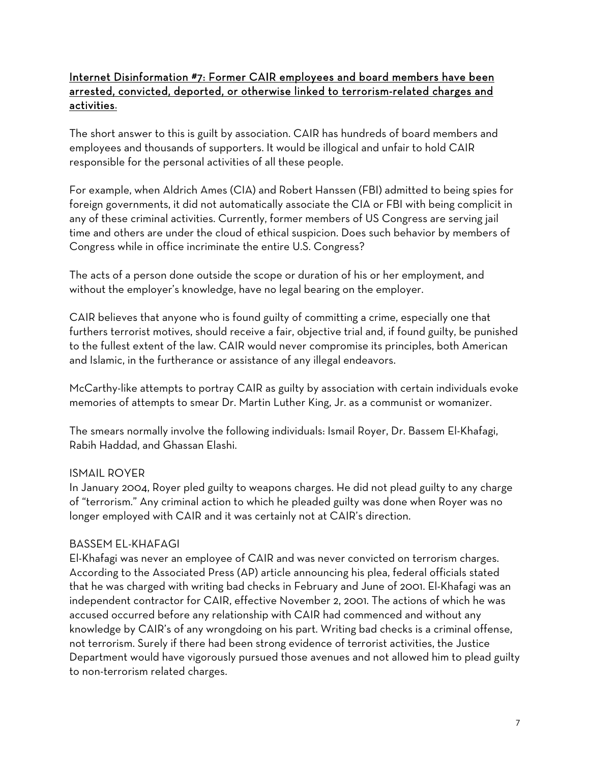<u>Internet Disinformation #7: Former CAIR employees and board members have been arrested, convicted, deported, or otherwise linked to terrorism-related charges and activities</u>.

The short answer to this is guilt by association. CAIR has hundreds of board members and employees and thousands of supporters. It would be illogical and unfair to hold CAIR responsible for the personal activities of all these people.

For example, when Aldrich Ames (CIA) and Robert Hanssen (FBI) admitted to being spies for foreign governments, it did not automatically associate the CIA or FBI with being complicit in any of these criminal activities. Currently, former members of US Congress are serving jail time and others are under the cloud of ethical suspicion. Does such behavior by members of Congress while in office incriminate the entire U.S. Congress?

The acts of a person done outside the scope or duration of his or her employment, and without the employer's knowledge, have no legal bearing on the employer.

CAIR believes that anyone who is found guilty of committing a crime, especially one that furthers terrorist motives, should receive a fair, objective trial and, if found guilty, be punished to the fullest extent of the law. CAIR would never compromise its principles, both American and Islamic, in the furtherance or assistance of any illegal endeavors.

McCarthy-like attempts to portray CAIR as guilty by association with certain individuals evoke memories of attempts to smear Dr. Martin Luther King, Jr. as a communist or womanizer.

The smears normally involve the following individuals: Ismail Royer, Dr. Bassem El-Khafagi, Rabih Haddad, and Ghassan Elashi.

ISMAIL ROYER

In January 2004, Royer pled guilty to weapons charges. He did not plead guilty to any charge of "terrorism." Any criminal action to which he pleaded guilty was done when Royer was no longer employed with CAIR and it was certainly not at CAIR's direction.

BASSEM EL-KHAFAGI

El-Khafagi was never an employee of CAIR and was never convicted on terrorism charges. According to the Associated Press (AP) article announcing his plea, federal officials stated that he was charged with writing bad checks in February and June of 2001. El-Khafagi was an independent contractor for CAIR, effective November 2, 2001. The actions of which he was accused occurred before any relationship with CAIR had commenced and without any knowledge by CAIR's of any wrongdoing on his part. Writing bad checks is a criminal offense, not terrorism. Surely if there had been strong evidence of terrorist activities, the Justice Department would have vigorously pursued those avenues and not allowed him to plead guilty to non-terrorism related charges.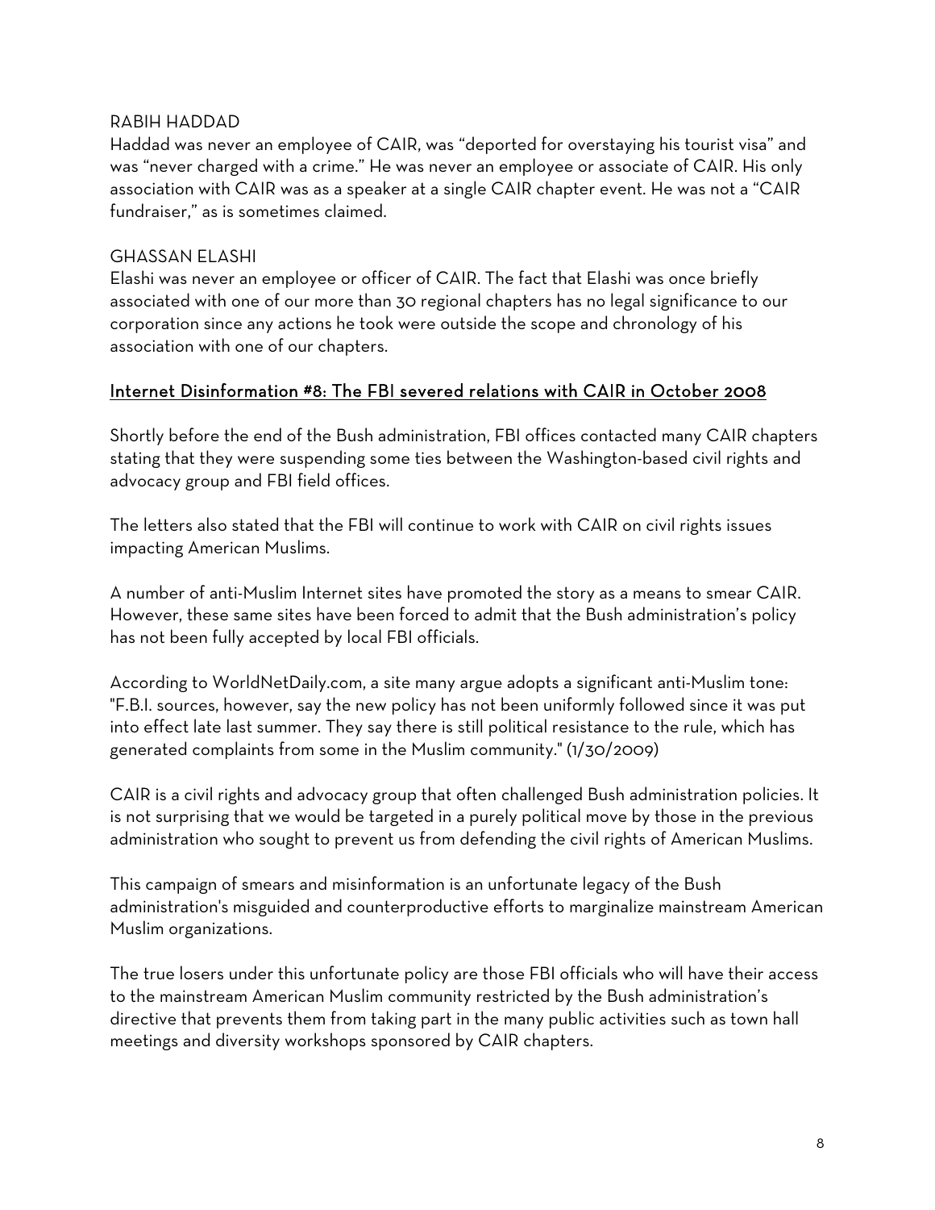RABIH HADDAD

Haddad was never an employee of CAIR, was "deported for overstaying his tourist visa" and was "never charged with a crime." He was never an employee or associate of CAIR. His only association with CAIR was as a speaker at a single CAIR chapter event. He was not a "CAIR fundraiser," as is sometimes claimed.

GHASSAN ELASHI

Elashi was never an employee or officer of CAIR. The fact that Elashi was once briefly associated with one of our more than 30 regional chapters has no legal significance to our corporation since any actions he took were outside the scope and chronology of his association with one of our chapters.

<u>Internet Disinformation #8: The FBI severed relations with CAIR in October 2008</u>

Shortly before the end of the Bush administration, FBI offices contacted many CAIR chapters stating that they were suspending some ties between the Washington-based civil rights and advocacy group and FBI field offices.

The letters also stated that the FBI will continue to work with CAIR on civil rights issues impacting American Muslims.

A number of anti-Muslim Internet sites have promoted the story as a means to smear CAIR. However, these same sites have been forced to admit that the Bush administration's policy has not been fully accepted by local FBI officials.

According to WorldNetDaily.com, a site many argue adopts a significant anti-Muslim tone: "F.B.I. sources, however, say the new policy has not been uniformly followed since it was put into effect late last summer. They say there is still political resistance to the rule, which has generated complaints from some in the Muslim community." (1/30/2009)

CAIR is a civil rights and advocacy group that often challenged Bush administration policies. It is not surprising that we would be targeted in a purely political move by those in the previous administration who sought to prevent us from defending the civil rights of American Muslims.

This campaign of smears and misinformation is an unfortunate legacy of the Bush administration's misguided and counterproductive efforts to marginalize mainstream American Muslim organizations.

The true losers under this unfortunate policy are those FBI officials who will have their access to the mainstream American Muslim community restricted by the Bush administration's directive that prevents them from taking part in the many public activities such as town hall meetings and diversity workshops sponsored by CAIR chapters.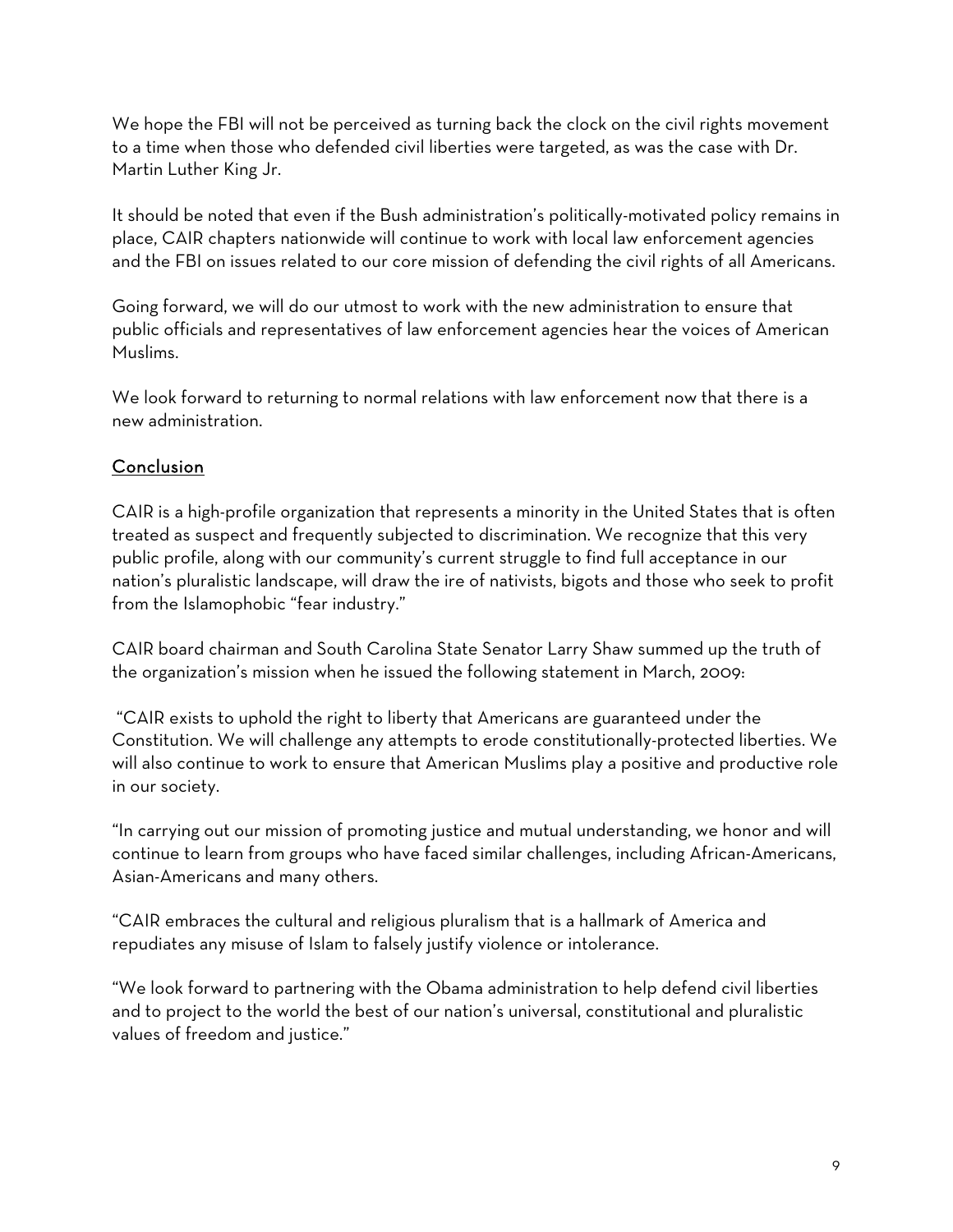We hope the FBI will not be perceived as turning back the clock on the civil rights movement to a time when those who defended civil liberties were targeted, as was the case with Dr. Martin Luther King Jr.

It should be noted that even if the Bush administration's politically-motivated policy remains in place, CAIR chapters nationwide will continue to work with local law enforcement agencies and the FBI on issues related to our core mission of defending the civil rights of all Americans.

Going forward, we will do our utmost to work with the new administration to ensure that public officials and representatives of law enforcement agencies hear the voices of American Muslims.

We look forward to returning to normal relations with law enforcement now that there is a new administration.

## Conclusion

CAIR is a high-profile organization that represents a minority in the United States that is often treated as suspect and frequently subjected to discrimination. We recognize that this very public profile, along with our community's current struggle to find full acceptance in our nation's pluralistic landscape, will draw the ire of nativists, bigots and those who seek to profit from the Islamophobic "fear industry."

CAIR board chairman and South Carolina State Senator Larry Shaw summed up the truth of the organization's mission when he issued the following statement in March, 2009:

"CAIR exists to uphold the right to liberty that Americans are guaranteed under the Constitution. We will challenge any attempts to erode constitutionally-protected liberties. We will also continue to work to ensure that American Muslims play a positive and productive role in our society.

"In carrying out our mission of promoting justice and mutual understanding, we honor and will continue to learn from groups who have faced similar challenges, including African-Americans, Asian-Americans and many others.

"CAIR embraces the cultural and religious pluralism that is a hallmark of America and repudiates any misuse of Islam to falsely justify violence or intolerance.

"We look forward to partnering with the Obama administration to help defend civil liberties and to project to the world the best of our nation's universal, constitutional and pluralistic values of freedom and justice."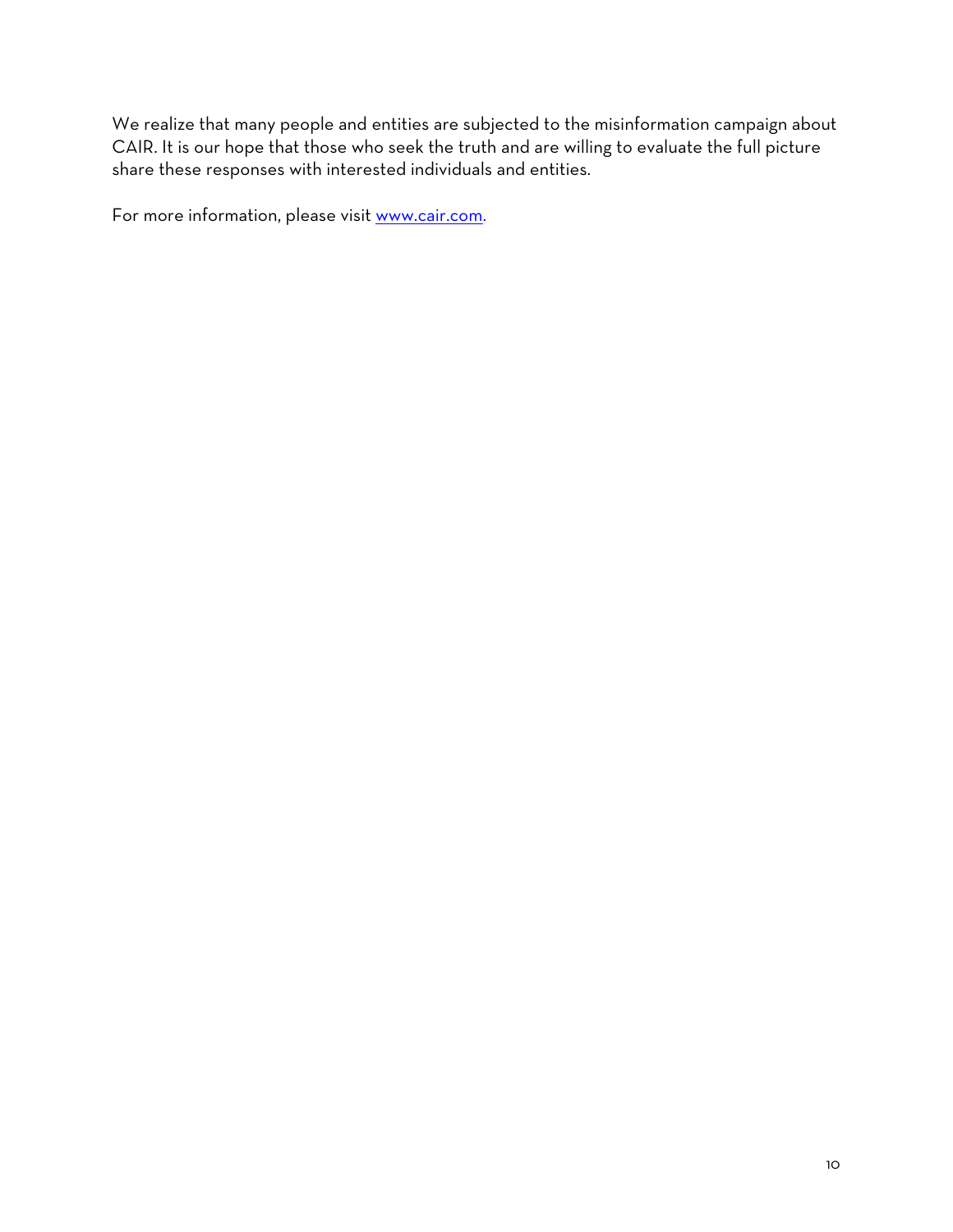We realize that many people and entities are subjected to the misinformation campaign about CAIR. It is our hope that those who seek the truth and are willing to evaluate the full picture share these responses with interested individuals and entities.

For more information, please visit [www.cair.com](http://www.cair.com).